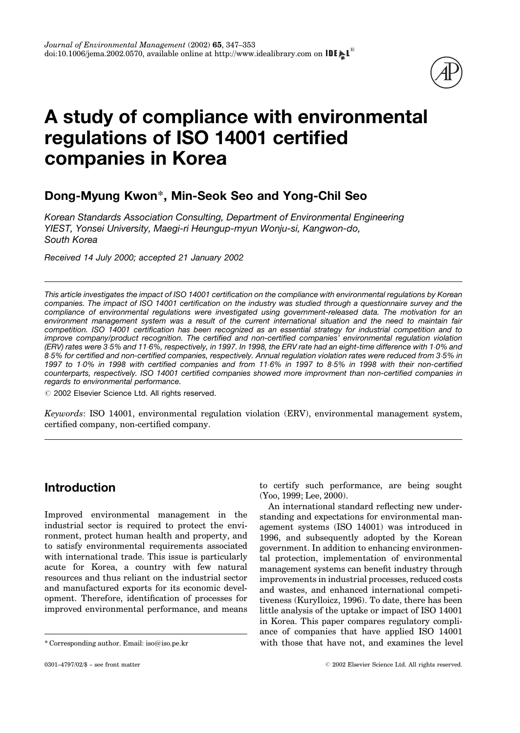# A study of compliance with environmental regulations of ISO 14001 certified companies in Korea

## Dong-Myung Kwon*, Min-Seok Seo and Yong-Chil Seo

*Korean Standards Association Consulting, Department of Environmental Engineering YIEST, Yonsei University, Maegi-ri Heungup-myun Wonju-si, Kangwon-do, South Korea*

*Received 14 July 2000; accepted 21 January 2002*

---

*This article investigates the impact of ISO 14001 certification on the compliance with environmental regulations by Korean companies. The impact of ISO 14001 certification on the industry was studied through a questionnaire survey and the compliance of environmental regulations were investigated using government-released data. The motivation for an environment management system was a result of the current international situation and the need to maintain fair competition. ISO 14001 certification has been recognized as an essential strategy for industrial competition and to improve company/product recognition. The certified and non-certified companies' environmental regulation violation (ERV) rates were 3·5% and 11·6%, respectively, in 1997. In 1998, the ERV rate had an eight-time difference with 1·0% and 8·5% for certified and non-certified companies, respectively. Annual regulation violation rates were reduced from 3·5% in 1997 to 1·0% in 1998 with certified companies and from 11·6% in 1997 to 8·5% in 1998 with their non-certified counterparts, respectively. ISO 14001 certified companies showed more improvment than non-certified companies in regards to environmental performance.*

© 2002 Elsevier Science Ltd. All rights reserved.

*Keywords*: ISO 14001, environmental regulation violation (ERV), environmental management system, certified company, non-certified company.

---

## Introduction

Improved environmental management in the industrial sector is required to protect the environment, protect human health and property, and to satisfy environmental requirements associated with international trade. This issue is particularly acute for Korea, a country with few natural resources and thus reliant on the industrial sector and manufactured exports for its economic development. Therefore, identification of processes for improved environmental performance, and means to certify such performance, are being sought (Yoo, 1999; Lee, 2000).

An international standard reflecting new understanding and expectations for environmental management systems (ISO 14001) was introduced in 1996, and subsequently adopted by the Korean government. In addition to enhancing environmental protection, implementation of environmental management systems can benefit industry through improvements in industrial processes, reduced costs and wastes, and enhanced international competitiveness (Kurylloicz, 1996). To date, there has been little analysis of the uptake or impact of ISO 14001 in Korea. This paper compares regulatory compliance of companies that have applied ISO 14001 with those that have not, and examines the level

\* Corresponding author. Email: iso@iso.pe.kr

0301–4797/02/$ – see front matter © 2002 Elsevier Science Ltd. All rights reserved.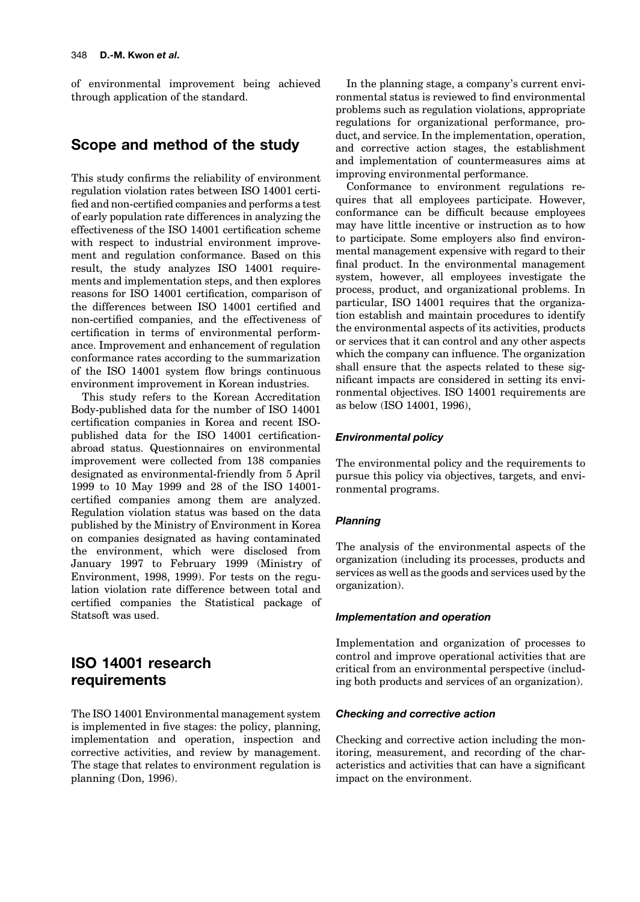of environmental improvement being achieved through application of the standard.

## Scope and method of the study

This study confirms the reliability of environment regulation violation rates between ISO 14001 certified and non-certified companies and performs a test of early population rate differences in analyzing the effectiveness of the ISO 14001 certification scheme with respect to industrial environment improvement and regulation conformance. Based on this result, the study analyzes ISO 14001 requirements and implementation steps, and then explores reasons for ISO 14001 certification, comparison of the differences between ISO 14001 certified and non-certified companies, and the effectiveness of certification in terms of environmental performance. Improvement and enhancement of regulation conformance rates according to the summarization of the ISO 14001 system flow brings continuous environment improvement in Korean industries.

This study refers to the Korean Accreditation Body-published data for the number of ISO 14001 certification companies in Korea and recent ISO-published data for the ISO 14001 certification-abroad status. Questionnaires on environmental improvement were collected from 138 companies designated as environmental-friendly from 5 April 1999 to 10 May 1999 and 28 of the ISO 14001-certified companies among them are analyzed. Regulation violation status was based on the data published by the Ministry of Environment in Korea on companies designated as having contaminated the environment, which were disclosed from January 1997 to February 1999 (Ministry of Environment, 1998, 1999). For tests on the regulation violation rate difference between total and certified companies the Statistical package of Statsoft was used.

## ISO 14001 research requirements

The ISO 14001 Environmental management system is implemented in five stages: the policy, planning, implementation and operation, inspection and corrective activities, and review by management. The stage that relates to environment regulation is planning (Don, 1996).

In the planning stage, a company's current environmental status is reviewed to find environmental problems such as regulation violations, appropriate regulations for organizational performance, product, and service. In the implementation, operation, and corrective action stages, the establishment and implementation of countermeasures aims at improving environmental performance.

Conformance to environment regulations requires that all employees participate. However, conformance can be difficult because employees may have little incentive or instruction as to how to participate. Some employers also find environmental management expensive with regard to their final product. In the environmental management system, however, all employees investigate the process, product, and organizational problems. In particular, ISO 14001 requires that the organization establish and maintain procedures to identify the environmental aspects of its activities, products or services that it can control and any other aspects which the company can influence. The organization shall ensure that the aspects related to these significant impacts are considered in setting its environmental objectives. ISO 14001 requirements are as below (ISO 14001, 1996),

### *Environmental policy*

The environmental policy and the requirements to pursue this policy via objectives, targets, and environmental programs.

### *Planning*

The analysis of the environmental aspects of the organization (including its processes, products and services as well as the goods and services used by the organization).

### *Implementation and operation*

Implementation and organization of processes to control and improve operational activities that are critical from an environmental perspective (including both products and services of an organization).

### *Checking and corrective action*

Checking and corrective action including the monitoring, measurement, and recording of the characteristics and activities that can have a significant impact on the environment.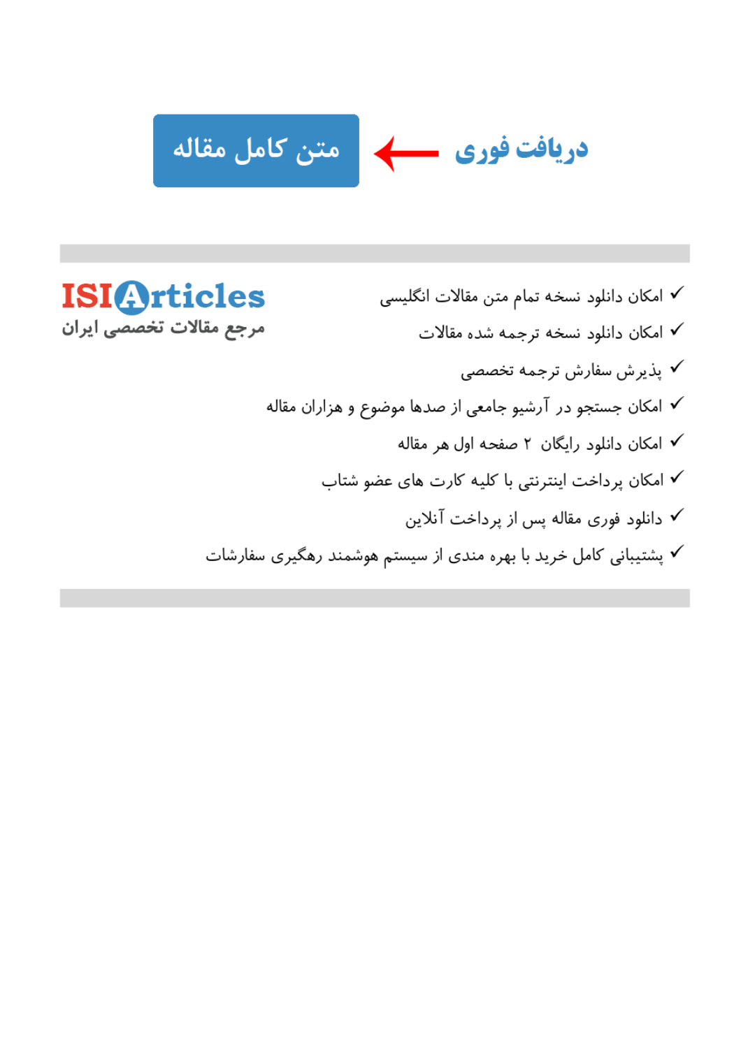متن کامل مقاله ← دریافت فوری

ISIArticles
مرجع مقالات تخصصی ایران

- ✓ امکان دانلود نسخه تمام متن مقالات انگلیسی
- ✓ امکان دانلود نسخه ترجمه شده مقالات
- ✓ پذیرش سفارش ترجمه تخصصی
- ✓ امکان جستجو در آرشیو جامعی از صدها موضوع و هزاران مقاله
- ✓ امکان دانلود رایگان ۲ صفحه اول هر مقاله
- ✓ امکان پرداخت اینترنتی با کلیه کارت های عضو شتاب
- ✓ دانلود فوری مقاله پس از پرداخت آنلاین
- ✓ پشتیبانی کامل خرید با بهره مندی از سیستم هوشمند رهگیری سفارشات